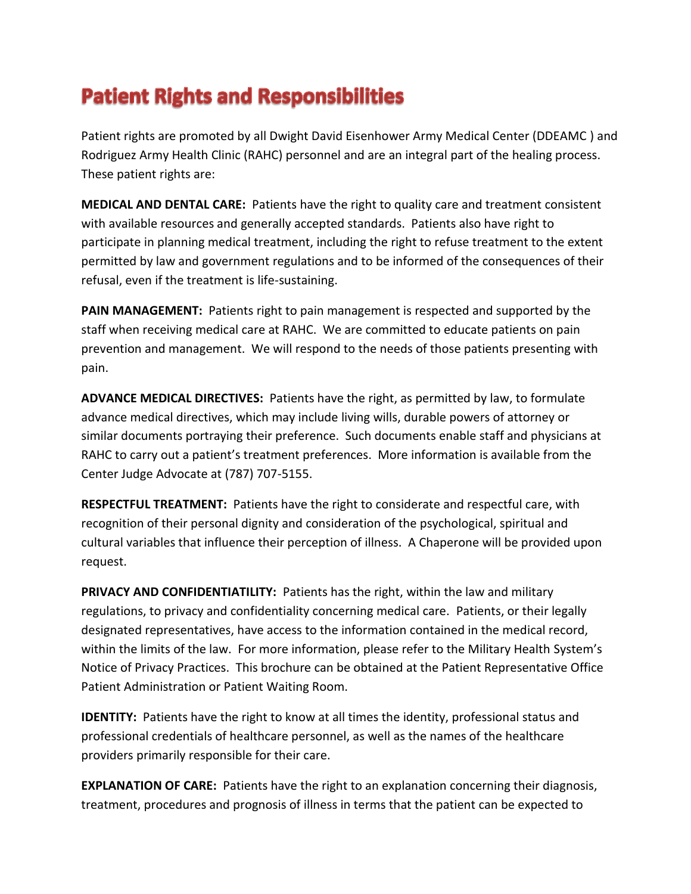# Patient Rights and Responsibilities

Patient rights are promoted by all Dwight David Eisenhower Army Medical Center (DDEAMC ) and Rodriguez Army Health Clinic (RAHC) personnel and are an integral part of the healing process. These patient rights are:

**MEDICAL AND DENTAL CARE:** Patients have the right to quality care and treatment consistent with available resources and generally accepted standards. Patients also have right to participate in planning medical treatment, including the right to refuse treatment to the extent permitted by law and government regulations and to be informed of the consequences of their refusal, even if the treatment is life-sustaining.

**PAIN MANAGEMENT:** Patients right to pain management is respected and supported by the staff when receiving medical care at RAHC. We are committed to educate patients on pain prevention and management. We will respond to the needs of those patients presenting with pain.

**ADVANCE MEDICAL DIRECTIVES:** Patients have the right, as permitted by law, to formulate advance medical directives, which may include living wills, durable powers of attorney or similar documents portraying their preference. Such documents enable staff and physicians at RAHC to carry out a patient's treatment preferences. More information is available from the Center Judge Advocate at (787) 707-5155.

**RESPECTFUL TREATMENT:** Patients have the right to considerate and respectful care, with recognition of their personal dignity and consideration of the psychological, spiritual and cultural variables that influence their perception of illness. A Chaperone will be provided upon request.

**PRIVACY AND CONFIDENTIATILITY:** Patients has the right, within the law and military regulations, to privacy and confidentiality concerning medical care. Patients, or their legally designated representatives, have access to the information contained in the medical record, within the limits of the law. For more information, please refer to the Military Health System's Notice of Privacy Practices. This brochure can be obtained at the Patient Representative Office Patient Administration or Patient Waiting Room.

**IDENTITY:** Patients have the right to know at all times the identity, professional status and professional credentials of healthcare personnel, as well as the names of the healthcare providers primarily responsible for their care.

**EXPLANATION OF CARE:** Patients have the right to an explanation concerning their diagnosis, treatment, procedures and prognosis of illness in terms that the patient can be expected to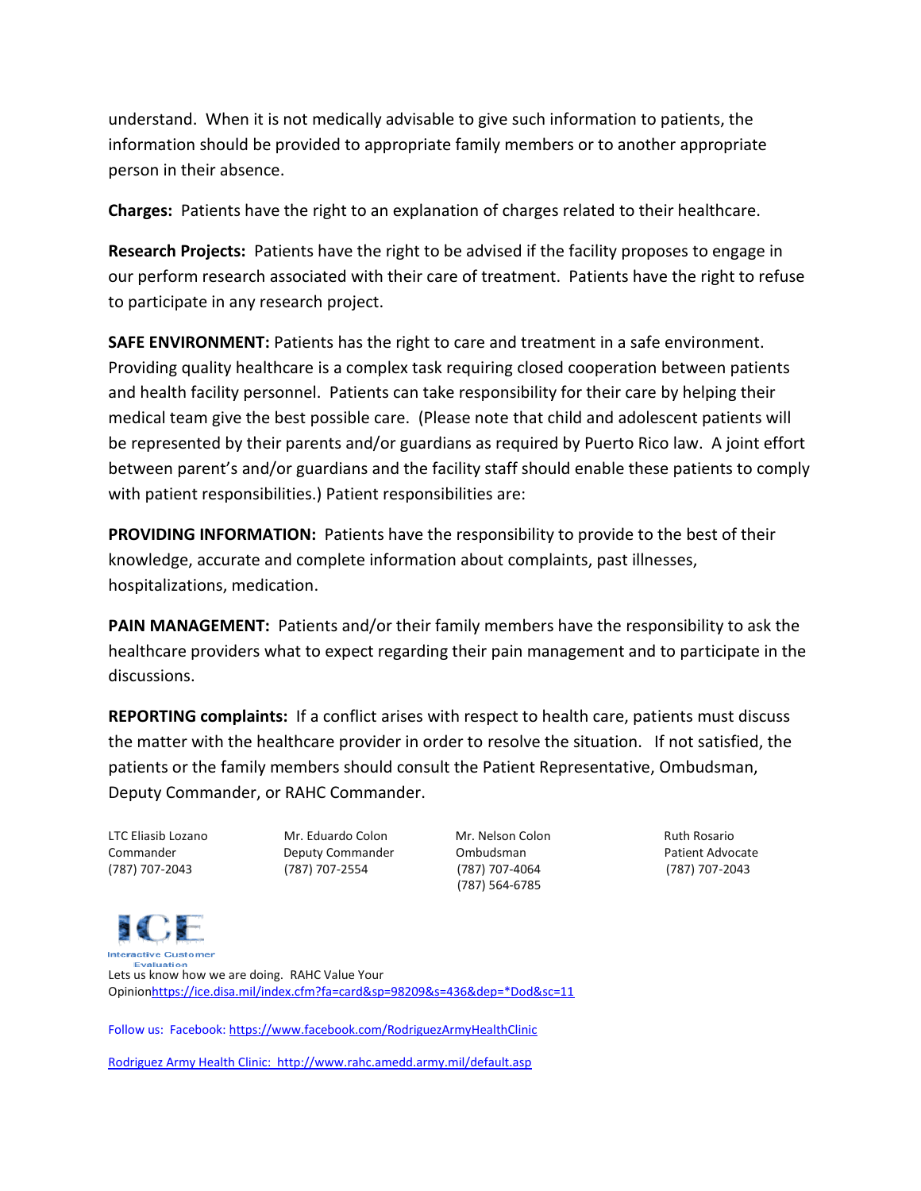understand. When it is not medically advisable to give such information to patients, the information should be provided to appropriate family members or to another appropriate person in their absence.

**Charges:** Patients have the right to an explanation of charges related to their healthcare.

**Research Projects:** Patients have the right to be advised if the facility proposes to engage in our perform research associated with their care of treatment. Patients have the right to refuse to participate in any research project.

**SAFE ENVIRONMENT:** Patients has the right to care and treatment in a safe environment. Providing quality healthcare is a complex task requiring closed cooperation between patients and health facility personnel. Patients can take responsibility for their care by helping their medical team give the best possible care. (Please note that child and adolescent patients will be represented by their parents and/or guardians as required by Puerto Rico law. A joint effort between parent's and/or guardians and the facility staff should enable these patients to comply with patient responsibilities.) Patient responsibilities are:

**PROVIDING INFORMATION:** Patients have the responsibility to provide to the best of their knowledge, accurate and complete information about complaints, past illnesses, hospitalizations, medication.

**PAIN MANAGEMENT:** Patients and/or their family members have the responsibility to ask the healthcare providers what to expect regarding their pain management and to participate in the discussions.

**REPORTING complaints:** If a conflict arises with respect to health care, patients must discuss the matter with the healthcare provider in order to resolve the situation. If not satisfied, the patients or the family members should consult the Patient Representative, Ombudsman, Deputy Commander, or RAHC Commander.

| | | | |
|---|---|---|---|
| LTC Eliasib Lozano<br>Commander<br>(787) 707-2043 | Mr. Eduardo Colon<br>Deputy Commander<br>(787) 707-2554 | Mr. Nelson Colon<br>Ombudsman<br>(787) 707-4064<br>(787) 564-6785 | Ruth Rosario<br>Patient Advocate<br>(787) 707-2043 |

ICE
Interactive Customer Evaluation

Lets us know how we are doing. RAHC Value Your Opinionhttps://ice.disa.mil/index.cfm?fa=card&sp=98209&s=436&dep=*Dod&sc=11

Follow us: Facebook: https://www.facebook.com/RodriguezArmyHealthClinic

Rodriguez Army Health Clinic: http://www.rahc.amedd.army.mil/default.asp